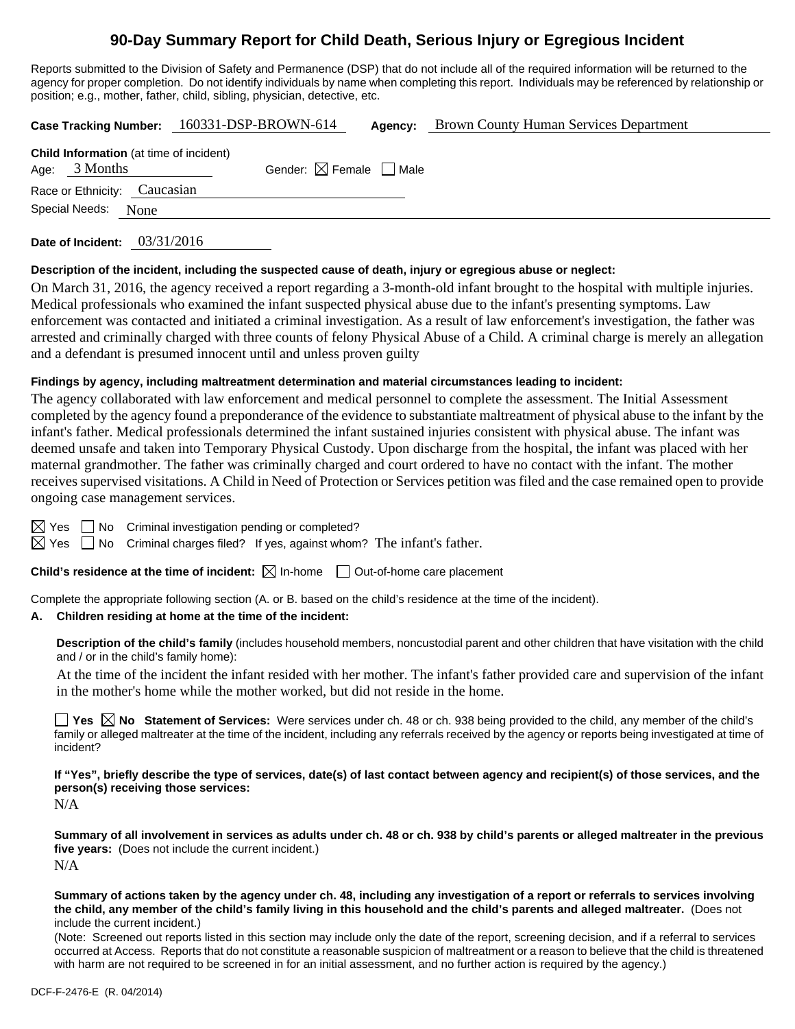# 90-Day Summary Report for Child Death, Serious Injury or Egregious Incident

Reports submitted to the Division of Safety and Permanence (DSP) that do not include all of the required information will be returned to the agency for proper completion. Do not identify individuals by name when completing this report. Individuals may be referenced by relationship or position; e.g., mother, father, child, sibling, physician, detective, etc.

**Case Tracking Number:** 160331-DSP-BROWN-614 **Agency:** Brown County Human Services Department

**Child Information** (at time of incident)

Age: 3 Months Gender: ☒ Female ☐ Male

Race or Ethnicity: Caucasian

Special Needs: None

**Date of Incident:** 03/31/2016

**Description of the incident, including the suspected cause of death, injury or egregious abuse or neglect:**

On March 31, 2016, the agency received a report regarding a 3-month-old infant brought to the hospital with multiple injuries. Medical professionals who examined the infant suspected physical abuse due to the infant's presenting symptoms. Law enforcement was contacted and initiated a criminal investigation. As a result of law enforcement's investigation, the father was arrested and criminally charged with three counts of felony Physical Abuse of a Child. A criminal charge is merely an allegation and a defendant is presumed innocent until and unless proven guilty

**Findings by agency, including maltreatment determination and material circumstances leading to incident:**

The agency collaborated with law enforcement and medical personnel to complete the assessment. The Initial Assessment completed by the agency found a preponderance of the evidence to substantiate maltreatment of physical abuse to the infant by the infant's father. Medical professionals determined the infant sustained injuries consistent with physical abuse. The infant was deemed unsafe and taken into Temporary Physical Custody. Upon discharge from the hospital, the infant was placed with her maternal grandmother. The father was criminally charged and court ordered to have no contact with the infant. The mother receives supervised visitations. A Child in Need of Protection or Services petition was filed and the case remained open to provide ongoing case management services.

☒ Yes ☐ No Criminal investigation pending or completed?

☒ Yes ☐ No Criminal charges filed? If yes, against whom? The infant's father.

**Child's residence at the time of incident:** ☒ In-home ☐ Out-of-home care placement

Complete the appropriate following section (A. or B. based on the child's residence at the time of the incident).

**A. Children residing at home at the time of the incident:**

**Description of the child's family** (includes household members, noncustodial parent and other children that have visitation with the child and / or in the child's family home):

At the time of the incident the infant resided with her mother. The infant's father provided care and supervision of the infant in the mother's home while the mother worked, but did not reside in the home.

☐ **Yes** ☒ **No Statement of Services:** Were services under ch. 48 or ch. 938 being provided to the child, any member of the child's family or alleged maltreater at the time of the incident, including any referrals received by the agency or reports being investigated at time of incident?

**If "Yes", briefly describe the type of services, date(s) of last contact between agency and recipient(s) of those services, and the person(s) receiving those services:**

N/A

**Summary of all involvement in services as adults under ch. 48 or ch. 938 by child's parents or alleged maltreater in the previous five years:** (Does not include the current incident.)

N/A

**Summary of actions taken by the agency under ch. 48, including any investigation of a report or referrals to services involving the child, any member of the child's family living in this household and the child's parents and alleged maltreater.** (Does not include the current incident.)

(Note: Screened out reports listed in this section may include only the date of the report, screening decision, and if a referral to services occurred at Access. Reports that do not constitute a reasonable suspicion of maltreatment or a reason to believe that the child is threatened with harm are not required to be screened in for an initial assessment, and no further action is required by the agency.)

DCF-F-2476-E (R. 04/2014)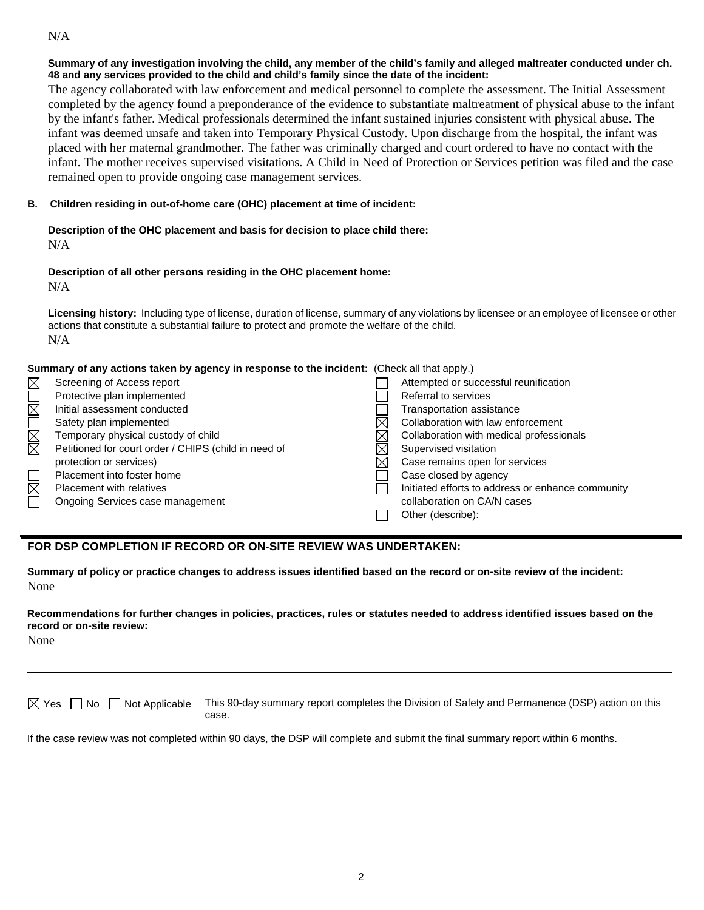N/A

**Summary of any investigation involving the child, any member of the child's family and alleged maltreater conducted under ch. 48 and any services provided to the child and child's family since the date of the incident:**

The agency collaborated with law enforcement and medical personnel to complete the assessment. The Initial Assessment completed by the agency found a preponderance of the evidence to substantiate maltreatment of physical abuse to the infant by the infant's father. Medical professionals determined the infant sustained injuries consistent with physical abuse. The infant was deemed unsafe and taken into Temporary Physical Custody. Upon discharge from the hospital, the infant was placed with her maternal grandmother. The father was criminally charged and court ordered to have no contact with the infant. The mother receives supervised visitations. A Child in Need of Protection or Services petition was filed and the case remained open to provide ongoing case management services.

**B. Children residing in out-of-home care (OHC) placement at time of incident:**

**Description of the OHC placement and basis for decision to place child there:**

N/A

**Description of all other persons residing in the OHC placement home:**

N/A

**Licensing history:** Including type of license, duration of license, summary of any violations by licensee or an employee of licensee or other actions that constitute a substantial failure to protect and promote the welfare of the child.

N/A

**Summary of any actions taken by agency in response to the incident:** (Check all that apply.)

- ☒ Screening of Access report
- ☐ Protective plan implemented
- ☒ Initial assessment conducted
- ☐ Safety plan implemented
- ☒ Temporary physical custody of child
- ☒ Petitioned for court order / CHIPS (child in need of protection or services)
- ☐ Placement into foster home
- ☒ Placement with relatives
- ☐ Ongoing Services case management
- ☐ Attempted or successful reunification
- ☐ Referral to services
- ☐ Transportation assistance
- ☒ Collaboration with law enforcement
- ☒ Collaboration with medical professionals
- ☒ Supervised visitation
- ☒ Case remains open for services
- ☐ Case closed by agency
- ☐ Initiated efforts to address or enhance community collaboration on CA/N cases
- ☐ Other (describe):

## FOR DSP COMPLETION IF RECORD OR ON-SITE REVIEW WAS UNDERTAKEN:

**Summary of policy or practice changes to address issues identified based on the record or on-site review of the incident:**

None

**Recommendations for further changes in policies, practices, rules or statutes needed to address identified issues based on the record or on-site review:**

None

---

☒ Yes ☐ No ☐ Not Applicable This 90-day summary report completes the Division of Safety and Permanence (DSP) action on this case.

If the case review was not completed within 90 days, the DSP will complete and submit the final summary report within 6 months.